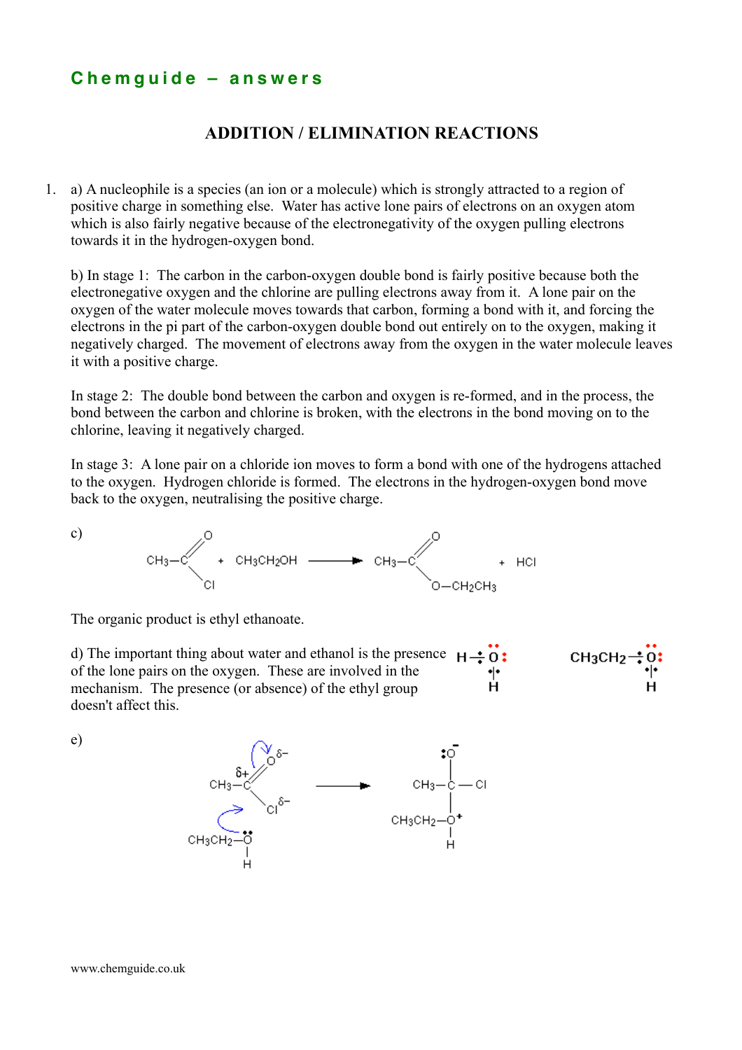# Chemguide – answers

## ADDITION / ELIMINATION REACTIONS

1. a) A nucleophile is a species (an ion or a molecule) which is strongly attracted to a region of positive charge in something else. Water has active lone pairs of electrons on an oxygen atom which is also fairly negative because of the electronegativity of the oxygen pulling electrons towards it in the hydrogen-oxygen bond.

   b) In stage 1: The carbon in the carbon-oxygen double bond is fairly positive because both the electronegative oxygen and the chlorine are pulling electrons away from it. A lone pair on the oxygen of the water molecule moves towards that carbon, forming a bond with it, and forcing the electrons in the pi part of the carbon-oxygen double bond out entirely on to the oxygen, making it negatively charged. The movement of electrons away from the oxygen in the water molecule leaves it with a positive charge.

   In stage 2: The double bond between the carbon and oxygen is re-formed, and in the process, the bond between the carbon and chlorine is broken, with the electrons in the bond moving on to the chlorine, leaving it negatively charged.

   In stage 3: A lone pair on a chloride ion moves to form a bond with one of the hydrogens attached to the oxygen. Hydrogen chloride is formed. The electrons in the hydrogen-oxygen bond move back to the oxygen, neutralising the positive charge.

   c)

   $$CH_3COCl + CH_3CH_2OH \longrightarrow CH_3COOCH_2CH_3 + HCl$$

   The organic product is ethyl ethanoate.

   d) The important thing about water and ethanol is the presence of the lone pairs on the oxygen. These are involved in the mechanism. The presence (or absence) of the ethyl group doesn't affect this.

   e)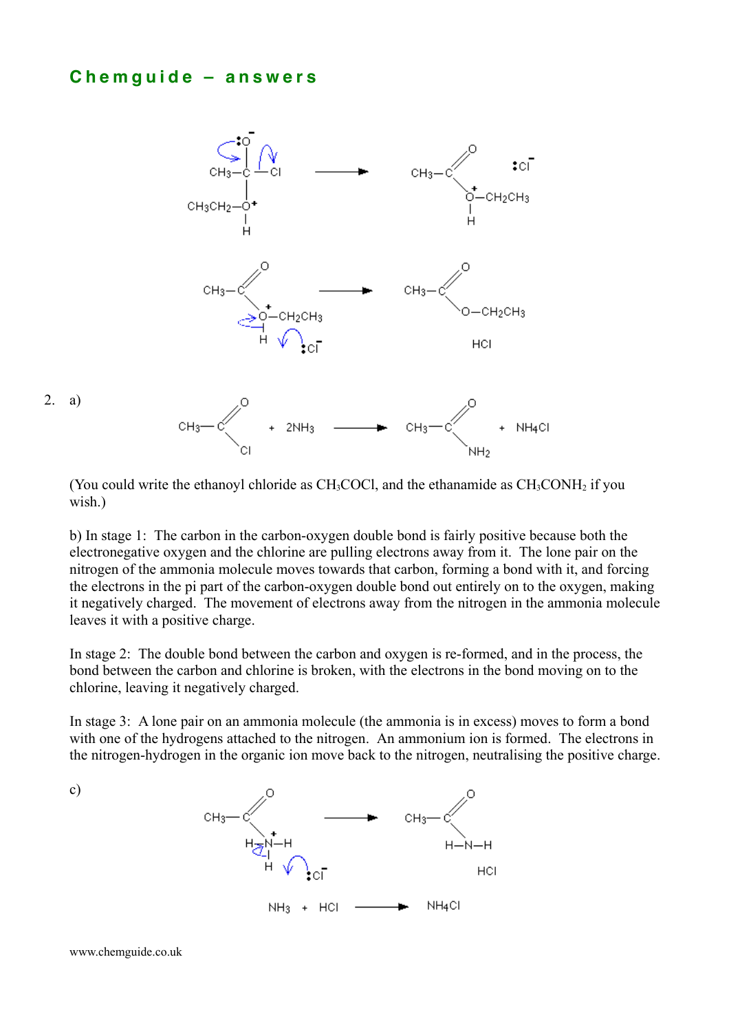## Chemguide – answers

2. a)

$$CH_3COCl + 2NH_3 \longrightarrow CH_3CONH_2 + NH_4Cl$$

(You could write the ethanoyl chloride as $CH_3COCl$, and the ethanamide as $CH_3CONH_2$ if you wish.)

b) In stage 1: The carbon in the carbon-oxygen double bond is fairly positive because both the electronegative oxygen and the chlorine are pulling electrons away from it. The lone pair on the nitrogen of the ammonia molecule moves towards that carbon, forming a bond with it, and forcing the electrons in the pi part of the carbon-oxygen double bond out entirely on to the oxygen, making it negatively charged. The movement of electrons away from the nitrogen in the ammonia molecule leaves it with a positive charge.

In stage 2: The double bond between the carbon and oxygen is re-formed, and in the process, the bond between the carbon and chlorine is broken, with the electrons in the bond moving on to the chlorine, leaving it negatively charged.

In stage 3: A lone pair on an ammonia molecule (the ammonia is in excess) moves to form a bond with one of the hydrogens attached to the nitrogen. An ammonium ion is formed. The electrons in the nitrogen-hydrogen in the organic ion move back to the nitrogen, neutralising the positive charge.

c)

$$NH_3 + HCl \longrightarrow NH_4Cl$$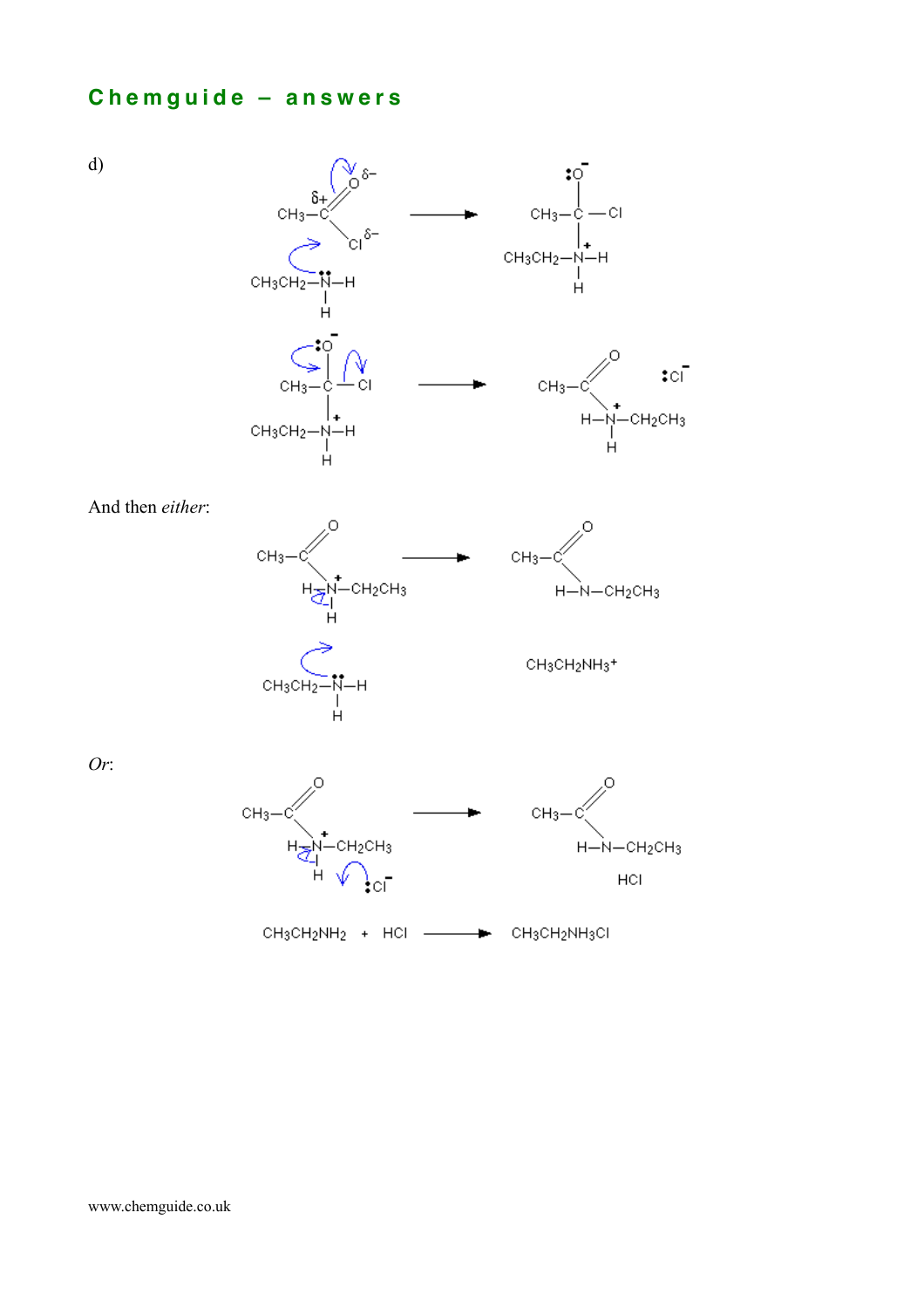## Chemguide – answers

d)

$CH_3-C(=O)-Cl$ + $CH_3CH_2-\ddot{N}H_2$ ⟶ $CH_3-C(O^-)(Cl)-N^+H_2CH_2CH_3$

$CH_3-C(O^-)(Cl)-N^+H_2CH_2CH_3$ ⟶ $CH_3-C(=O)-N^+H_2-CH_2CH_3$ + $:Cl^-$

And then *either*:

$CH_3-C(=O)-N^+H_2-CH_2CH_3$ + $CH_3CH_2-\ddot{N}H_2$ ⟶ $CH_3-C(=O)-NH-CH_2CH_3$ + $CH_3CH_2NH_3^+$

*Or*:

$CH_3-C(=O)-N^+H_2-CH_2CH_3$ + $:Cl^-$ ⟶ $CH_3-C(=O)-NH-CH_2CH_3$ + HCl

$CH_3CH_2NH_2$ + HCl ⟶ $CH_3CH_2NH_3Cl$